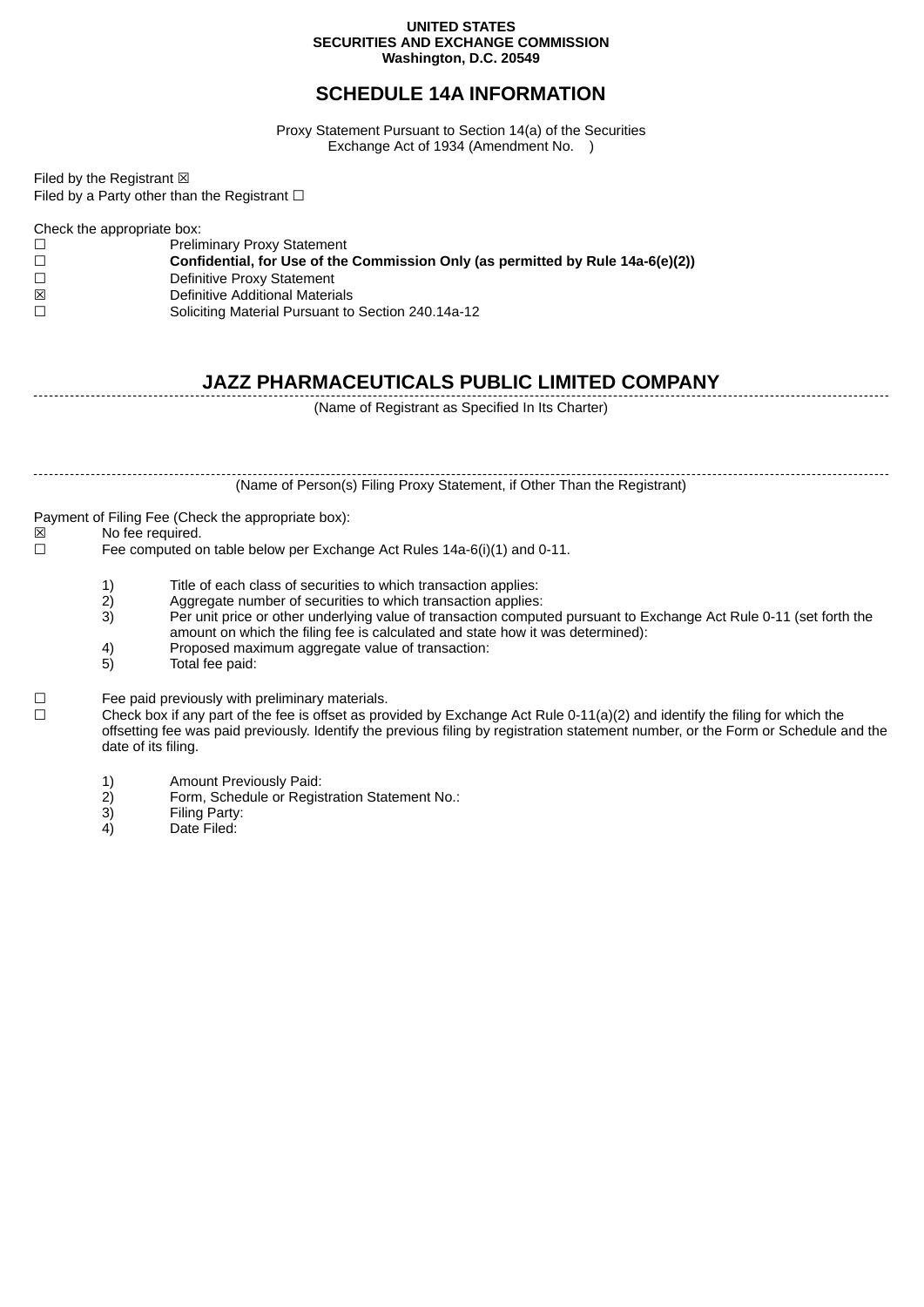**UNITED STATES**
**SECURITIES AND EXCHANGE COMMISSION**
**Washington, D.C. 20549**

# SCHEDULE 14A INFORMATION

Proxy Statement Pursuant to Section 14(a) of the Securities Exchange Act of 1934 (Amendment No.    )

Filed by the Registrant ☒
Filed by a Party other than the Registrant ☐

Check the appropriate box:

☐ Preliminary Proxy Statement
☐ **Confidential, for Use of the Commission Only (as permitted by Rule 14a-6(e)(2))**
☐ Definitive Proxy Statement
☒ Definitive Additional Materials
☐ Soliciting Material Pursuant to Section 240.14a-12

## JAZZ PHARMACEUTICALS PUBLIC LIMITED COMPANY

(Name of Registrant as Specified In Its Charter)

(Name of Person(s) Filing Proxy Statement, if Other Than the Registrant)

Payment of Filing Fee (Check the appropriate box):

☒ No fee required.
☐ Fee computed on table below per Exchange Act Rules 14a-6(i)(1) and 0-11.

1) Title of each class of securities to which transaction applies:
2) Aggregate number of securities to which transaction applies:
3) Per unit price or other underlying value of transaction computed pursuant to Exchange Act Rule 0-11 (set forth the amount on which the filing fee is calculated and state how it was determined):
4) Proposed maximum aggregate value of transaction:
5) Total fee paid:

☐ Fee paid previously with preliminary materials.
☐ Check box if any part of the fee is offset as provided by Exchange Act Rule 0-11(a)(2) and identify the filing for which the offsetting fee was paid previously. Identify the previous filing by registration statement number, or the Form or Schedule and the date of its filing.

1) Amount Previously Paid:
2) Form, Schedule or Registration Statement No.:
3) Filing Party:
4) Date Filed: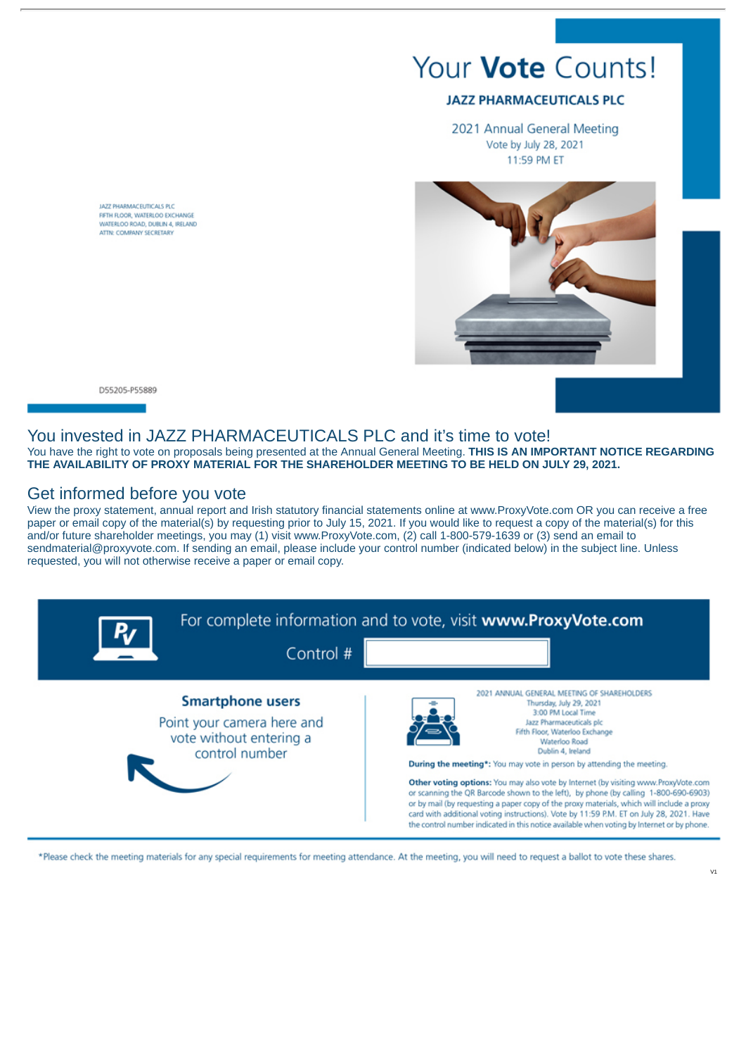# Your **Vote** Counts!

**JAZZ PHARMACEUTICALS PLC**

2021 Annual General Meeting
Vote by July 28, 2021
11:59 PM ET

JAZZ PHARMACEUTICALS PLC
FIFTH FLOOR, WATERLOO EXCHANGE
WATERLOO ROAD, DUBLIN 4, IRELAND
ATTN: COMPANY SECRETARY

D55205-P55889

## You invested in JAZZ PHARMACEUTICALS PLC and it's time to vote!

You have the right to vote on proposals being presented at the Annual General Meeting. **THIS IS AN IMPORTANT NOTICE REGARDING THE AVAILABILITY OF PROXY MATERIAL FOR THE SHAREHOLDER MEETING TO BE HELD ON JULY 29, 2021.**

## Get informed before you vote

View the proxy statement, annual report and Irish statutory financial statements online at www.ProxyVote.com OR you can receive a free paper or email copy of the material(s) by requesting prior to July 15, 2021. If you would like to request a copy of the material(s) for this and/or future shareholder meetings, you may (1) visit www.ProxyVote.com, (2) call 1-800-579-1639 or (3) send an email to sendmaterial@proxyvote.com. If sending an email, please include your control number (indicated below) in the subject line. Unless requested, you will not otherwise receive a paper or email copy.

For complete information and to vote, visit **www.ProxyVote.com**

Control #

**Smartphone users**

Point your camera here and vote without entering a control number

2021 ANNUAL GENERAL MEETING OF SHAREHOLDERS
Thursday, July 29, 2021
3:00 PM Local Time
Jazz Pharmaceuticals plc
Fifth Floor, Waterloo Exchange
Waterloo Road
Dublin 4, Ireland

**During the meeting\*:** You may vote in person by attending the meeting.

**Other voting options:** You may also vote by Internet (by visiting www.ProxyVote.com or scanning the QR Barcode shown to the left), by phone (by calling 1-800-690-6903) or by mail (by requesting a paper copy of the proxy materials, which will include a proxy card with additional voting instructions). Vote by 11:59 P.M. ET on July 28, 2021. Have the control number indicated in this notice available when voting by Internet or by phone.

\*Please check the meeting materials for any special requirements for meeting attendance. At the meeting, you will need to request a ballot to vote these shares.

V1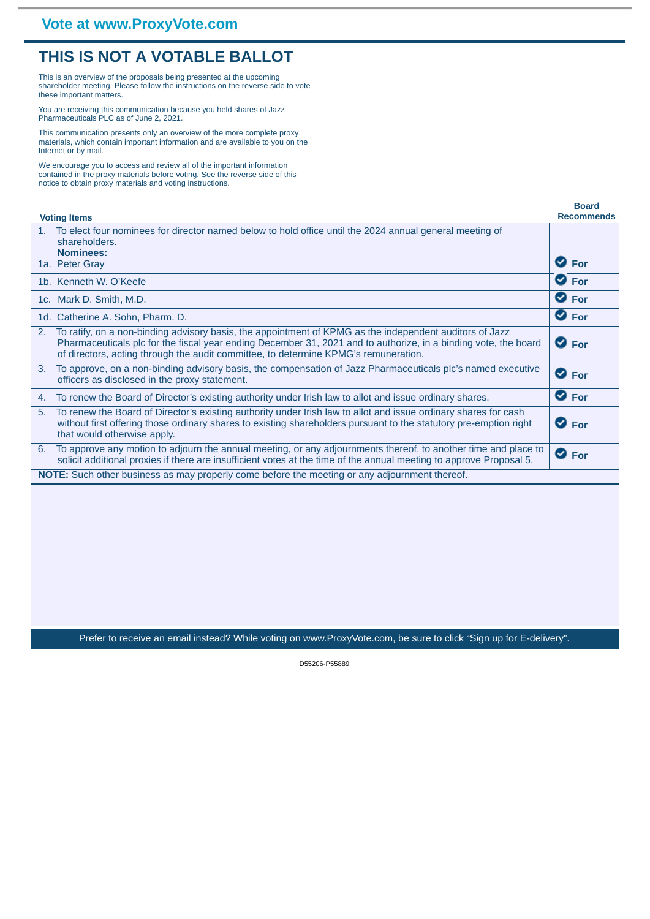**Vote at www.ProxyVote.com**

# THIS IS NOT A VOTABLE BALLOT

This is an overview of the proposals being presented at the upcoming shareholder meeting. Please follow the instructions on the reverse side to vote these important matters.

You are receiving this communication because you held shares of Jazz Pharmaceuticals PLC as of June 2, 2021.

This communication presents only an overview of the more complete proxy materials, which contain important information and are available to you on the Internet or by mail.

We encourage you to access and review all of the important information contained in the proxy materials before voting. See the reverse side of this notice to obtain proxy materials and voting instructions.

| Voting Items | Board Recommends |
|---|---|
| 1. To elect four nominees for director named below to hold office until the 2024 annual general meeting of shareholders. **Nominees:** 1a. Peter Gray | For |
| 1b. Kenneth W. O'Keefe | For |
| 1c. Mark D. Smith, M.D. | For |
| 1d. Catherine A. Sohn, Pharm. D. | For |
| 2. To ratify, on a non-binding advisory basis, the appointment of KPMG as the independent auditors of Jazz Pharmaceuticals plc for the fiscal year ending December 31, 2021 and to authorize, in a binding vote, the board of directors, acting through the audit committee, to determine KPMG's remuneration. | For |
| 3. To approve, on a non-binding advisory basis, the compensation of Jazz Pharmaceuticals plc's named executive officers as disclosed in the proxy statement. | For |
| 4. To renew the Board of Director's existing authority under Irish law to allot and issue ordinary shares. | For |
| 5. To renew the Board of Director's existing authority under Irish law to allot and issue ordinary shares for cash without first offering those ordinary shares to existing shareholders pursuant to the statutory pre-emption right that would otherwise apply. | For |
| 6. To approve any motion to adjourn the annual meeting, or any adjournments thereof, to another time and place to solicit additional proxies if there are insufficient votes at the time of the annual meeting to approve Proposal 5. | For |

**NOTE:** Such other business as may properly come before the meeting or any adjournment thereof.

Prefer to receive an email instead? While voting on www.ProxyVote.com, be sure to click "Sign up for E-delivery".

D55206-P55889